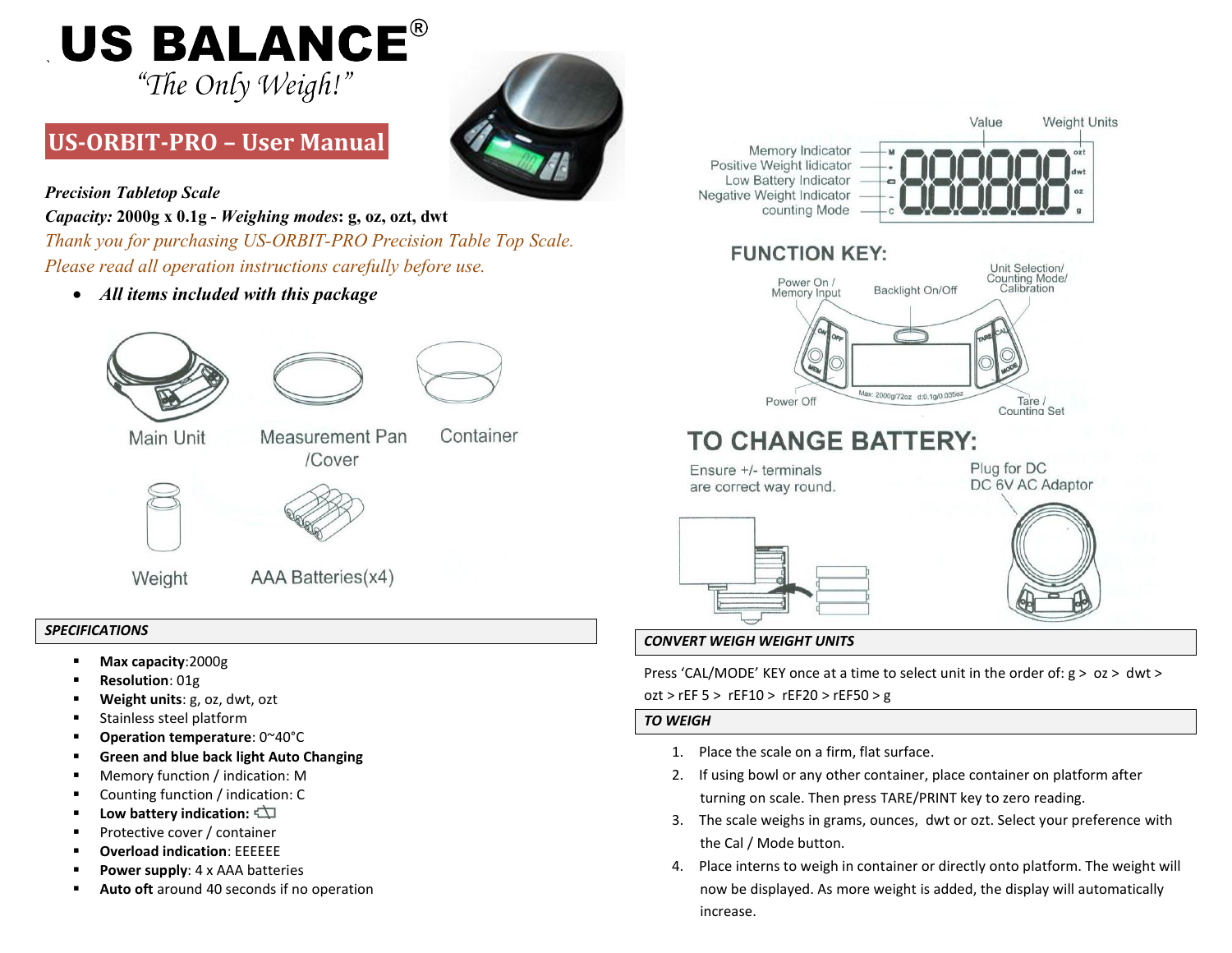# US BALANCE®

*"The Only Weigh!"*

## US-ORBIT-PRO – User Manual

***Precision Tabletop Scale***

***Capacity:* 2000g x 0.1g - *Weighing modes*: g, oz, ozt, dwt**

*Thank you for purchasing US-ORBIT-PRO Precision Table Top Scale.*

*Please read all operation instructions carefully before use.*

- ***All items included with this package***

Main Unit

Measurement Pan /Cover

Container

Weight

AAA Batteries(x4)

Value

Weight Units

Memory Indicator

Positive Weight Iidicator

Low Battery Indicator

Negative Weight Indicator

counting Mode

## FUNCTION KEY:

Power On / Memory Input

Backlight On/Off

Unit Selection/ Counting Mode/ Calibration

Power Off

Tare / Counting Set

## TO CHANGE BATTERY:

Ensure +/- terminals are correct way round.

Plug for DC DC 6V AC Adaptor

### *SPECIFICATIONS*

- **Max capacity**:2000g
- **Resolution**: 01g
- **Weight units**: g, oz, dwt, ozt
- Stainless steel platform
- **Operation temperature**: 0~40°C
- **Green and blue back light Auto Changing**
- Memory function / indication: M
- Counting function / indication: C
- **Low battery indication:**
- Protective cover / container
- **Overload indication**: EEEEEE
- **Power supply**: 4 x AAA batteries
- **Auto oft** around 40 seconds if no operation

### *CONVERT WEIGH WEIGHT UNITS*

Press 'CAL/MODE' KEY once at a time to select unit in the order of: g > oz > dwt > ozt > rEF 5 > rEF10 > rEF20 > rEF50 > g

### *TO WEIGH*

1. Place the scale on a firm, flat surface.
2. If using bowl or any other container, place container on platform after turning on scale. Then press TARE/PRINT key to zero reading.
3. The scale weighs in grams, ounces, dwt or ozt. Select your preference with the Cal / Mode button.
4. Place interns to weigh in container or directly onto platform. The weight will now be displayed. As more weight is added, the display will automatically increase.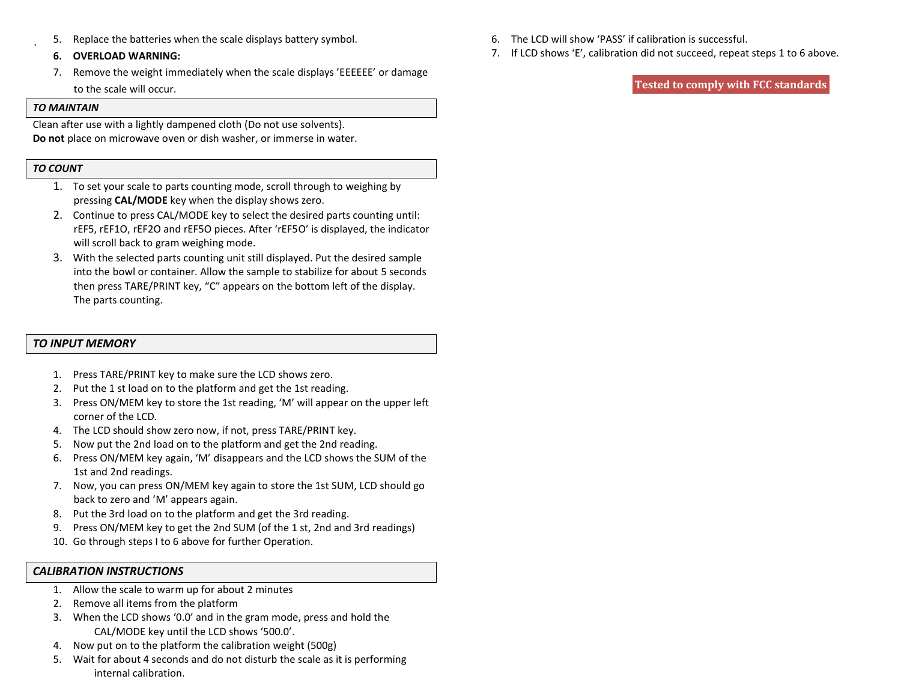5. Replace the batteries when the scale displays battery symbol.
6. **OVERLOAD WARNING:**
7. Remove the weight immediately when the scale displays 'EEEEEE' or damage to the scale will occur.

## *TO MAINTAIN*

Clean after use with a lightly dampened cloth (Do not use solvents).
**Do not** place on microwave oven or dish washer, or immerse in water.

## *TO COUNT*

1. To set your scale to parts counting mode, scroll through to weighing by pressing **CAL/MODE** key when the display shows zero.
2. Continue to press CAL/MODE key to select the desired parts counting until: rEF5, rEF1O, rEF2O and rEF5O pieces. After 'rEF5O' is displayed, the indicator will scroll back to gram weighing mode.
3. With the selected parts counting unit still displayed. Put the desired sample into the bowl or container. Allow the sample to stabilize for about 5 seconds then press TARE/PRINT key, "C" appears on the bottom left of the display. The parts counting.

## *TO INPUT MEMORY*

1. Press TARE/PRINT key to make sure the LCD shows zero.
2. Put the 1 st load on to the platform and get the 1st reading.
3. Press ON/MEM key to store the 1st reading, 'M' will appear on the upper left corner of the LCD.
4. The LCD should show zero now, if not, press TARE/PRINT key.
5. Now put the 2nd load on to the platform and get the 2nd reading.
6. Press ON/MEM key again, 'M' disappears and the LCD shows the SUM of the 1st and 2nd readings.
7. Now, you can press ON/MEM key again to store the 1st SUM, LCD should go back to zero and 'M' appears again.
8. Put the 3rd load on to the platform and get the 3rd reading.
9. Press ON/MEM key to get the 2nd SUM (of the 1 st, 2nd and 3rd readings)
10. Go through steps I to 6 above for further Operation.

## *CALIBRATION INSTRUCTIONS*

1. Allow the scale to warm up for about 2 minutes
2. Remove all items from the platform
3. When the LCD shows '0.0' and in the gram mode, press and hold the CAL/MODE key until the LCD shows '500.0'.
4. Now put on to the platform the calibration weight (500g)
5. Wait for about 4 seconds and do not disturb the scale as it is performing internal calibration.
6. The LCD will show 'PASS' if calibration is successful.
7. If LCD shows 'E', calibration did not succeed, repeat steps 1 to 6 above.

**Tested to comply with FCC standards**